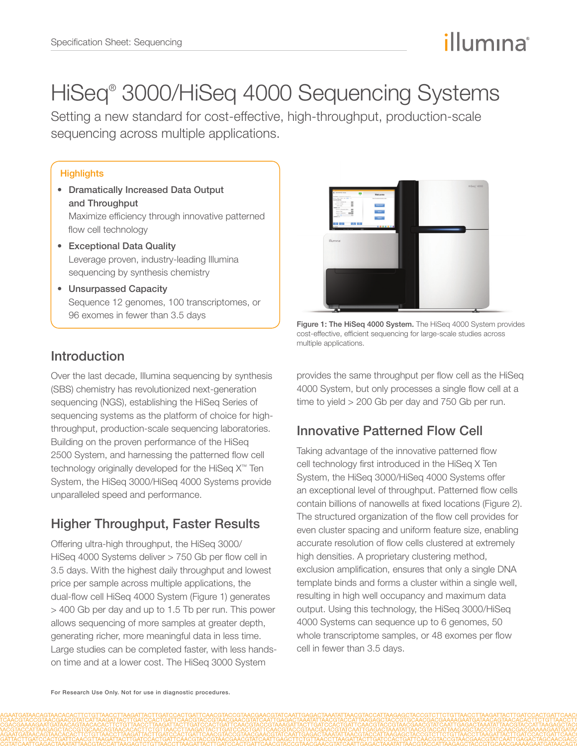# HiSeq® 3000/HiSeq 4000 Sequencing Systems

Setting a new standard for cost-effective, high-throughput, production-scale sequencing across multiple applications.

**Highlights**

- **Dramatically Increased Data Output and Throughput**
  Maximize efficiency through innovative patterned flow cell technology
- **Exceptional Data Quality**
  Leverage proven, industry-leading Illumina sequencing by synthesis chemistry
- **Unsurpassed Capacity**
  Sequence 12 genomes, 100 transcriptomes, or 96 exomes in fewer than 3.5 days

**Figure 1: The HiSeq 4000 System.** The HiSeq 4000 System provides cost-effective, efficient sequencing for large-scale studies across multiple applications.

## Introduction

Over the last decade, Illumina sequencing by synthesis (SBS) chemistry has revolutionized next-generation sequencing (NGS), establishing the HiSeq Series of sequencing systems as the platform of choice for high-throughput, production-scale sequencing laboratories. Building on the proven performance of the HiSeq 2500 System, and harnessing the patterned flow cell technology originally developed for the HiSeq X™ Ten System, the HiSeq 3000/HiSeq 4000 Systems provide unparalleled speed and performance.

## Higher Throughput, Faster Results

Offering ultra-high throughput, the HiSeq 3000/HiSeq 4000 Systems deliver > 750 Gb per flow cell in 3.5 days. With the highest daily throughput and lowest price per sample across multiple applications, the dual-flow cell HiSeq 4000 System (Figure 1) generates > 400 Gb per day and up to 1.5 Tb per run. This power allows sequencing of more samples at greater depth, generating richer, more meaningful data in less time. Large studies can be completed faster, with less hands-on time and at a lower cost. The HiSeq 3000 System provides the same throughput per flow cell as the HiSeq 4000 System, but only processes a single flow cell at a time to yield > 200 Gb per day and 750 Gb per run.

## Innovative Patterned Flow Cell

Taking advantage of the innovative patterned flow cell technology first introduced in the HiSeq X Ten System, the HiSeq 3000/HiSeq 4000 Systems offer an exceptional level of throughput. Patterned flow cells contain billions of nanowells at fixed locations (Figure 2). The structured organization of the flow cell provides for even cluster spacing and uniform feature size, enabling accurate resolution of flow cells clustered at extremely high densities. A proprietary clustering method, exclusion amplification, ensures that only a single DNA template binds and forms a cluster within a single well, resulting in high well occupancy and maximum data output. Using this technology, the HiSeq 3000/HiSeq 4000 Systems can sequence up to 6 genomes, 50 whole transcriptome samples, or 48 exomes per flow cell in fewer than 3.5 days.

For Research Use Only. Not for use in diagnostic procedures.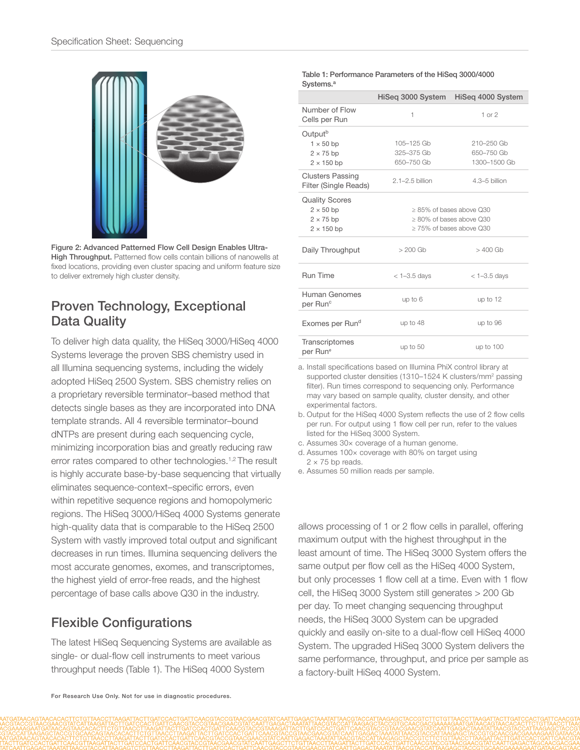Figure 2: **Advanced Patterned Flow Cell Design Enables Ultra-High Throughput.** Patterned flow cells contain billions of nanowells at fixed locations, providing even cluster spacing and uniform feature size to deliver extremely high cluster density.

## Proven Technology, Exceptional Data Quality

To deliver high data quality, the HiSeq 3000/HiSeq 4000 Systems leverage the proven SBS chemistry used in all Illumina sequencing systems, including the widely adopted HiSeq 2500 System. SBS chemistry relies on a proprietary reversible terminator–based method that detects single bases as they are incorporated into DNA template strands. All 4 reversible terminator–bound dNTPs are present during each sequencing cycle, minimizing incorporation bias and greatly reducing raw error rates compared to other technologies.[1,2] The result is highly accurate base-by-base sequencing that virtually eliminates sequence-context–specific errors, even within repetitive sequence regions and homopolymeric regions. The HiSeq 3000/HiSeq 4000 Systems generate high-quality data that is comparable to the HiSeq 2500 System with vastly improved total output and significant decreases in run times. Illumina sequencing delivers the most accurate genomes, exomes, and transcriptomes, the highest yield of error-free reads, and the highest percentage of base calls above Q30 in the industry.

## Flexible Configurations

The latest HiSeq Sequencing Systems are available as single- or dual-flow cell instruments to meet various throughput needs (Table 1). The HiSeq 4000 System allows processing of 1 or 2 flow cells in parallel, offering maximum output with the highest throughput in the least amount of time. The HiSeq 3000 System offers the same output per flow cell as the HiSeq 4000 System, but only processes 1 flow cell at a time. Even with 1 flow cell, the HiSeq 3000 System still generates > 200 Gb per day. To meet changing sequencing throughput needs, the HiSeq 3000 System can be upgraded quickly and easily on-site to a dual-flow cell HiSeq 4000 System. The upgraded HiSeq 3000 System delivers the same performance, throughput, and price per sample as a factory-built HiSeq 4000 System.

**Table 1: Performance Parameters of the HiSeq 3000/4000 Systems.[a]**

| | HiSeq 3000 System | HiSeq 4000 System |
|---|---|---|
| Number of Flow Cells per Run | 1 | 1 or 2 |
| Output[b] | | |
| 1 × 50 bp | 105–125 Gb | 210–250 Gb |
| 2 × 75 bp | 325–375 Gb | 650–750 Gb |
| 2 × 150 bp | 650–750 Gb | 1300–1500 Gb |
| Clusters Passing Filter (Single Reads) | 2.1–2.5 billion | 4.3–5 billion |
| Quality Scores | | |
| 2 × 50 bp | ≥ 85% of bases above Q30 | ≥ 85% of bases above Q30 |
| 2 × 75 bp | ≥ 80% of bases above Q30 | ≥ 80% of bases above Q30 |
| 2 × 150 bp | ≥ 75% of bases above Q30 | ≥ 75% of bases above Q30 |
| Daily Throughput | > 200 Gb | > 400 Gb |
| Run Time | < 1–3.5 days | < 1–3.5 days |
| Human Genomes per Run[c] | up to 6 | up to 12 |
| Exomes per Run[d] | up to 48 | up to 96 |
| Transcriptomes per Run[e] | up to 50 | up to 100 |

a. Install specifications based on Illumina PhiX control library at supported cluster densities (1310–1524 K clusters/mm² passing filter). Run times correspond to sequencing only. Performance may vary based on sample quality, cluster density, and other experimental factors.
b. Output for the HiSeq 4000 System reflects the use of 2 flow cells per run. For output using 1 flow cell per run, refer to the values listed for the HiSeq 3000 System.
c. Assumes 30× coverage of a human genome.
d. Assumes 100× coverage with 80% on target using 2 × 75 bp reads.
e. Assumes 50 million reads per sample.

For Research Use Only. Not for use in diagnostic procedures.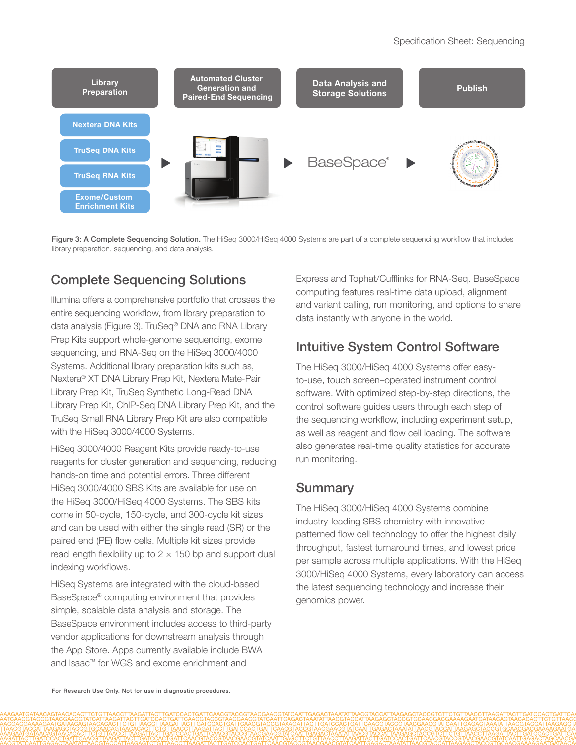| Library Preparation | Automated Cluster Generation and Paired-End Sequencing | Data Analysis and Storage Solutions | Publish |
|---|---|---|---|
| Nextera DNA Kits<br>TruSeq DNA Kits<br>TruSeq RNA Kits<br>Exome/Custom Enrichment Kits | | BaseSpace® | |

**Figure 3: A Complete Sequencing Solution.** The HiSeq 3000/HiSeq 4000 Systems are part of a complete sequencing workflow that includes library preparation, sequencing, and data analysis.

## Complete Sequencing Solutions

Illumina offers a comprehensive portfolio that crosses the entire sequencing workflow, from library preparation to data analysis (Figure 3). TruSeq® DNA and RNA Library Prep Kits support whole-genome sequencing, exome sequencing, and RNA-Seq on the HiSeq 3000/4000 Systems. Additional library preparation kits such as, Nextera® XT DNA Library Prep Kit, Nextera Mate-Pair Library Prep Kit, TruSeq Synthetic Long-Read DNA Library Prep Kit, ChIP-Seq DNA Library Prep Kit, and the TruSeq Small RNA Library Prep Kit are also compatible with the HiSeq 3000/4000 Systems.

HiSeq 3000/4000 Reagent Kits provide ready-to-use reagents for cluster generation and sequencing, reducing hands-on time and potential errors. Three different HiSeq 3000/4000 SBS Kits are available for use on the HiSeq 3000/HiSeq 4000 Systems. The SBS kits come in 50-cycle, 150-cycle, and 300-cycle kit sizes and can be used with either the single read (SR) or the paired end (PE) flow cells. Multiple kit sizes provide read length flexibility up to 2 × 150 bp and support dual indexing workflows.

HiSeq Systems are integrated with the cloud-based BaseSpace® computing environment that provides simple, scalable data analysis and storage. The BaseSpace environment includes access to third-party vendor applications for downstream analysis through the App Store. Apps currently available include BWA and Isaac™ for WGS and exome enrichment and Express and Tophat/Cufflinks for RNA-Seq. BaseSpace computing features real-time data upload, alignment and variant calling, run monitoring, and options to share data instantly with anyone in the world.

## Intuitive System Control Software

The HiSeq 3000/HiSeq 4000 Systems offer easy-to-use, touch screen–operated instrument control software. With optimized step-by-step directions, the control software guides users through each step of the sequencing workflow, including experiment setup, as well as reagent and flow cell loading. The software also generates real-time quality statistics for accurate run monitoring.

## Summary

The HiSeq 3000/HiSeq 4000 Systems combine industry-leading SBS chemistry with innovative patterned flow cell technology to offer the highest daily throughput, fastest turnaround times, and lowest price per sample across multiple applications. With the HiSeq 3000/HiSeq 4000 Systems, every laboratory can access the latest sequencing technology and increase their genomics power.

For Research Use Only. Not for use in diagnostic procedures.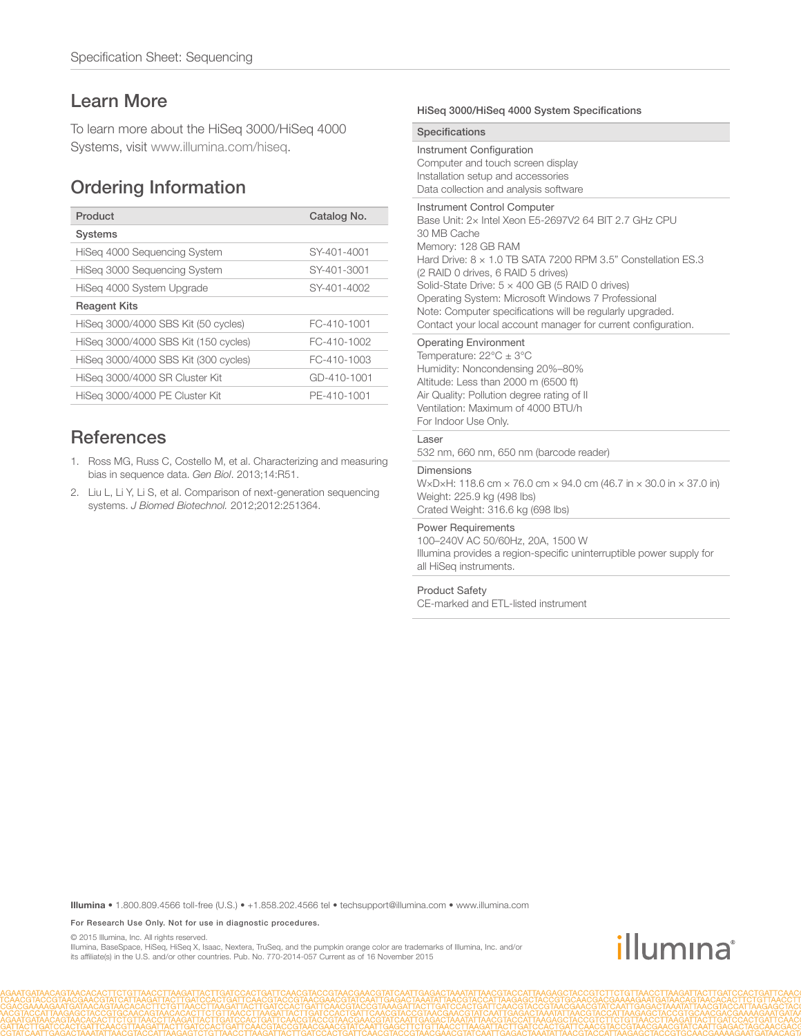## Learn More

To learn more about the HiSeq 3000/HiSeq 4000 Systems, visit www.illumina.com/hiseq.

## Ordering Information

| Product | Catalog No. |
| --- | --- |
| **Systems** | |
| HiSeq 4000 Sequencing System | SY-401-4001 |
| HiSeq 3000 Sequencing System | SY-401-3001 |
| HiSeq 4000 System Upgrade | SY-401-4002 |
| **Reagent Kits** | |
| HiSeq 3000/4000 SBS Kit (50 cycles) | FC-410-1001 |
| HiSeq 3000/4000 SBS Kit (150 cycles) | FC-410-1002 |
| HiSeq 3000/4000 SBS Kit (300 cycles) | FC-410-1003 |
| HiSeq 3000/4000 SR Cluster Kit | GD-410-1001 |
| HiSeq 3000/4000 PE Cluster Kit | PE-410-1001 |

## References

1. Ross MG, Russ C, Costello M, et al. Characterizing and measuring bias in sequence data. *Gen Biol*. 2013;14:R51.
2. Liu L, Li Y, Li S, et al. Comparison of next-generation sequencing systems. *J Biomed Biotechnol.* 2012;2012:251364.

### HiSeq 3000/HiSeq 4000 System Specifications

| Specifications |
| --- |
| Instrument Configuration<br>Computer and touch screen display<br>Installation setup and accessories<br>Data collection and analysis software |
| Instrument Control Computer<br>Base Unit: 2× Intel Xeon E5-2697V2 64 BIT 2.7 GHz CPU<br>30 MB Cache<br>Memory: 128 GB RAM<br>Hard Drive: 8 × 1.0 TB SATA 7200 RPM 3.5" Constellation ES.3 (2 RAID 0 drives, 6 RAID 5 drives)<br>Solid-State Drive: 5 × 400 GB (5 RAID 0 drives)<br>Operating System: Microsoft Windows 7 Professional<br>Note: Computer specifications will be regularly upgraded. Contact your local account manager for current configuration. |
| Operating Environment<br>Temperature: 22°C ± 3°C<br>Humidity: Noncondensing 20%–80%<br>Altitude: Less than 2000 m (6500 ft)<br>Air Quality: Pollution degree rating of II<br>Ventilation: Maximum of 4000 BTU/h<br>For Indoor Use Only. |
| Laser<br>532 nm, 660 nm, 650 nm (barcode reader) |
| Dimensions<br>W×D×H: 118.6 cm × 76.0 cm × 94.0 cm (46.7 in × 30.0 in × 37.0 in)<br>Weight: 225.9 kg (498 lbs)<br>Crated Weight: 316.6 kg (698 lbs) |
| Power Requirements<br>100–240V AC 50/60Hz, 20A, 1500 W<br>Illumina provides a region-specific uninterruptible power supply for all HiSeq instruments. |
| Product Safety<br>CE-marked and ETL-listed instrument |

**Illumina** • 1.800.809.4566 toll-free (U.S.) • +1.858.202.4566 tel • techsupport@illumina.com • www.illumina.com

**For Research Use Only. Not for use in diagnostic procedures.**

© 2015 Illumina, Inc. All rights reserved.
Illumina, BaseSpace, HiSeq, HiSeq X, Isaac, Nextera, TruSeq, and the pumpkin orange color are trademarks of Illumina, Inc. and/or its affiliate(s) in the U.S. and/or other countries. Pub. No. 770-2014-057 Current as of 16 November 2015